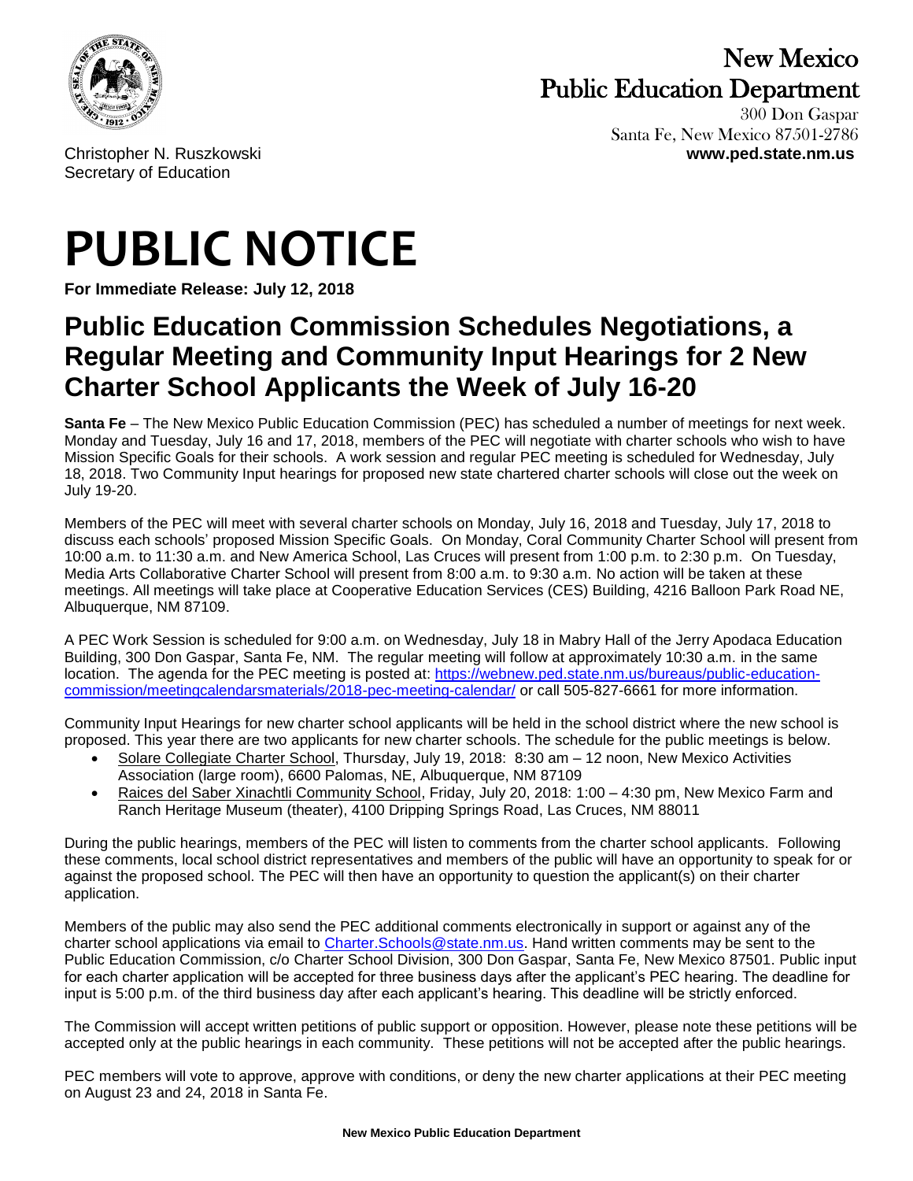# New Mexico Public Education Department

300 Don Gaspar
Santa Fe, New Mexico 87501-2786
**www.ped.state.nm.us**

Christopher N. Ruszkowski
Secretary of Education

# PUBLIC NOTICE

**For Immediate Release: July 12, 2018**

## Public Education Commission Schedules Negotiations, a Regular Meeting and Community Input Hearings for 2 New Charter School Applicants the Week of July 16-20

**Santa Fe** – The New Mexico Public Education Commission (PEC) has scheduled a number of meetings for next week. Monday and Tuesday, July 16 and 17, 2018, members of the PEC will negotiate with charter schools who wish to have Mission Specific Goals for their schools. A work session and regular PEC meeting is scheduled for Wednesday, July 18, 2018. Two Community Input hearings for proposed new state chartered charter schools will close out the week on July 19-20.

Members of the PEC will meet with several charter schools on Monday, July 16, 2018 and Tuesday, July 17, 2018 to discuss each schools' proposed Mission Specific Goals. On Monday, Coral Community Charter School will present from 10:00 a.m. to 11:30 a.m. and New America School, Las Cruces will present from 1:00 p.m. to 2:30 p.m. On Tuesday, Media Arts Collaborative Charter School will present from 8:00 a.m. to 9:30 a.m. No action will be taken at these meetings. All meetings will take place at Cooperative Education Services (CES) Building, 4216 Balloon Park Road NE, Albuquerque, NM 87109.

A PEC Work Session is scheduled for 9:00 a.m. on Wednesday, July 18 in Mabry Hall of the Jerry Apodaca Education Building, 300 Don Gaspar, Santa Fe, NM. The regular meeting will follow at approximately 10:30 a.m. in the same location. The agenda for the PEC meeting is posted at: https://webnew.ped.state.nm.us/bureaus/public-education-commission/meetingcalendarsmaterials/2018-pec-meeting-calendar/ or call 505-827-6661 for more information.

Community Input Hearings for new charter school applicants will be held in the school district where the new school is proposed. This year there are two applicants for new charter schools. The schedule for the public meetings is below.

- Solare Collegiate Charter School, Thursday, July 19, 2018: 8:30 am – 12 noon, New Mexico Activities Association (large room), 6600 Palomas, NE, Albuquerque, NM 87109
- Raices del Saber Xinachtli Community School, Friday, July 20, 2018: 1:00 – 4:30 pm, New Mexico Farm and Ranch Heritage Museum (theater), 4100 Dripping Springs Road, Las Cruces, NM 88011

During the public hearings, members of the PEC will listen to comments from the charter school applicants. Following these comments, local school district representatives and members of the public will have an opportunity to speak for or against the proposed school. The PEC will then have an opportunity to question the applicant(s) on their charter application.

Members of the public may also send the PEC additional comments electronically in support or against any of the charter school applications via email to Charter.Schools@state.nm.us. Hand written comments may be sent to the Public Education Commission, c/o Charter School Division, 300 Don Gaspar, Santa Fe, New Mexico 87501. Public input for each charter application will be accepted for three business days after the applicant's PEC hearing. The deadline for input is 5:00 p.m. of the third business day after each applicant's hearing. This deadline will be strictly enforced.

The Commission will accept written petitions of public support or opposition. However, please note these petitions will be accepted only at the public hearings in each community. These petitions will not be accepted after the public hearings.

PEC members will vote to approve, approve with conditions, or deny the new charter applications at their PEC meeting on August 23 and 24, 2018 in Santa Fe.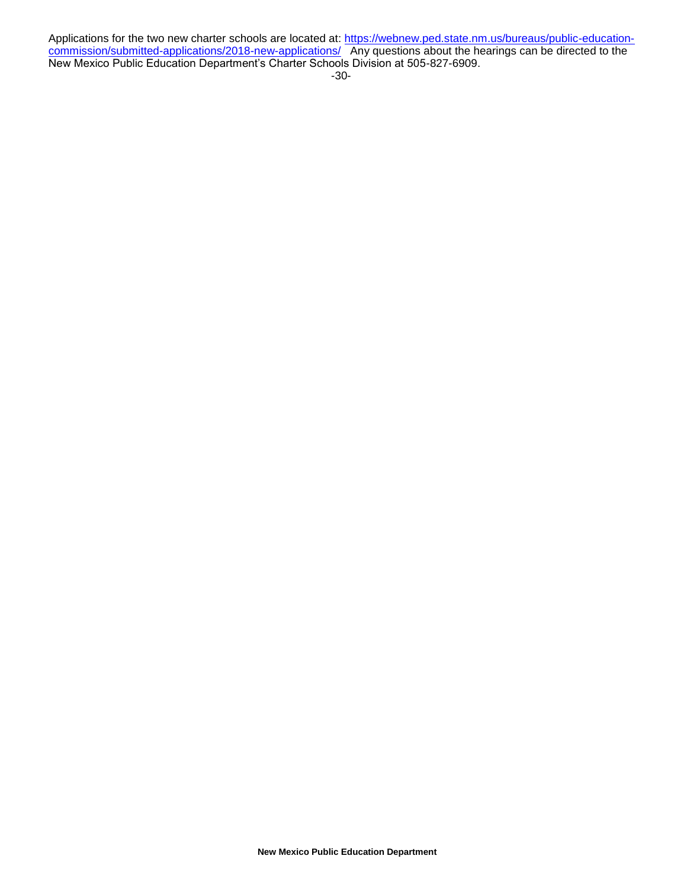Applications for the two new charter schools are located at: [https://webnew.ped.state.nm.us/bureaus/public-education-commission/submitted-applications/2018-new-applications/](https://webnew.ped.state.nm.us/bureaus/public-education-commission/submitted-applications/2018-new-applications/) Any questions about the hearings can be directed to the New Mexico Public Education Department's Charter Schools Division at 505-827-6909.

-30-